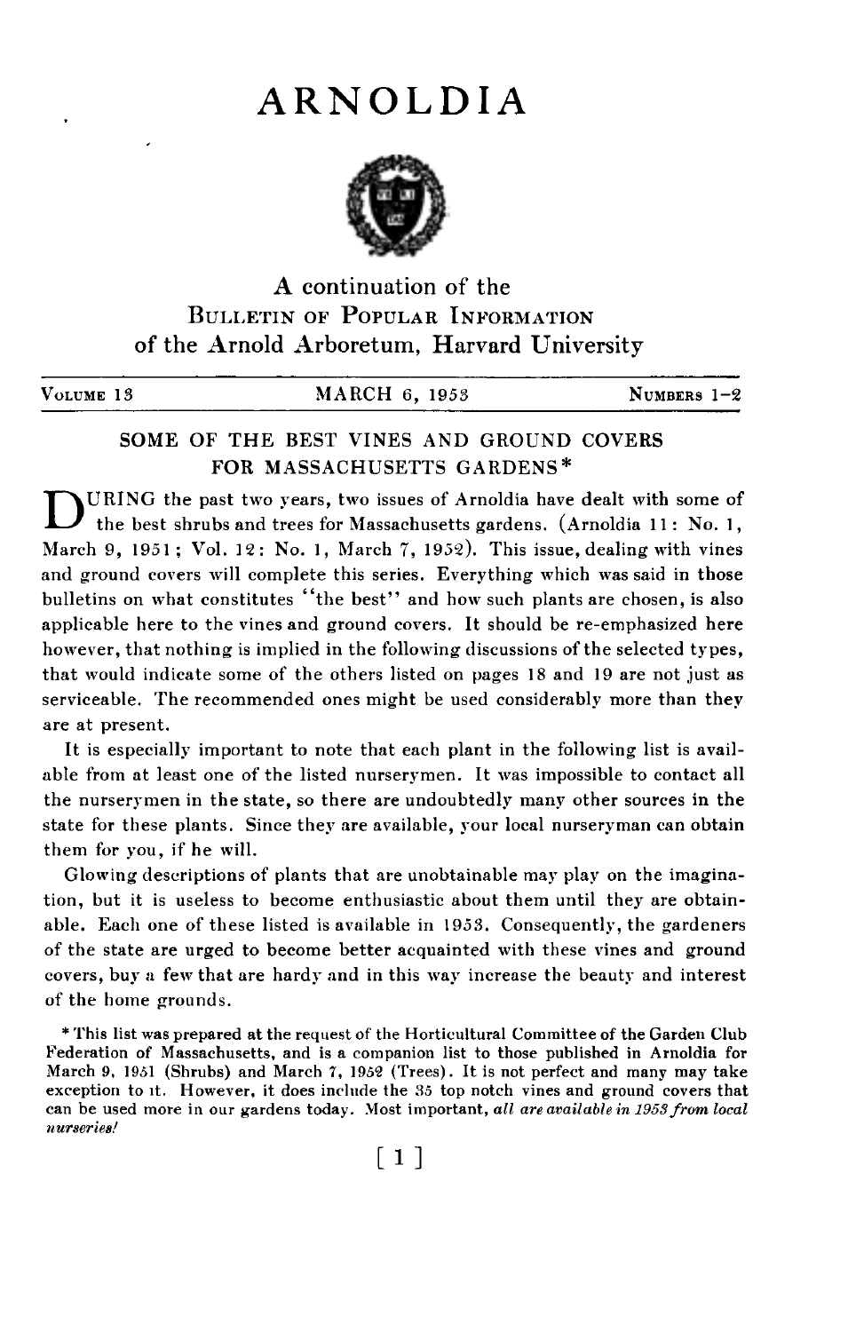# ARNOLDIA

A continuation of the
BULLETIN OF POPULAR INFORMATION
of the Arnold Arboretum, Harvard University

VOLUME 13 | MARCH 6, 1953 | NUMBERS 1–2

## SOME OF THE BEST VINES AND GROUND COVERS FOR MASSACHUSETTS GARDENS*

DURING the past two years, two issues of Arnoldia have dealt with some of the best shrubs and trees for Massachusetts gardens. (Arnoldia 11: No. 1, March 9, 1951; Vol. 12: No. 1, March 7, 1952). This issue, dealing with vines and ground covers will complete this series. Everything which was said in those bulletins on what constitutes "the best" and how such plants are chosen, is also applicable here to the vines and ground covers. It should be re-emphasized here however, that nothing is implied in the following discussions of the selected types, that would indicate some of the others listed on pages 18 and 19 are not just as serviceable. The recommended ones might be used considerably more than they are at present.

It is especially important to note that each plant in the following list is available from at least one of the listed nurserymen. It was impossible to contact all the nurserymen in the state, so there are undoubtedly many other sources in the state for these plants. Since they are available, your local nurseryman can obtain them for you, if he will.

Glowing descriptions of plants that are unobtainable may play on the imagination, but it is useless to become enthusiastic about them until they are obtainable. Each one of these listed is available in 1953. Consequently, the gardeners of the state are urged to become better acquainted with these vines and ground covers, buy a few that are hardy and in this way increase the beauty and interest of the home grounds.

* This list was prepared at the request of the Horticultural Committee of the Garden Club Federation of Massachusetts, and is a companion list to those published in Arnoldia for March 9, 1951 (Shrubs) and March 7, 1952 (Trees). It is not perfect and many may take exception to it. However, it does include the 35 top notch vines and ground covers that can be used more in our gardens today. Most important, *all are available in 1953 from local nurseries!*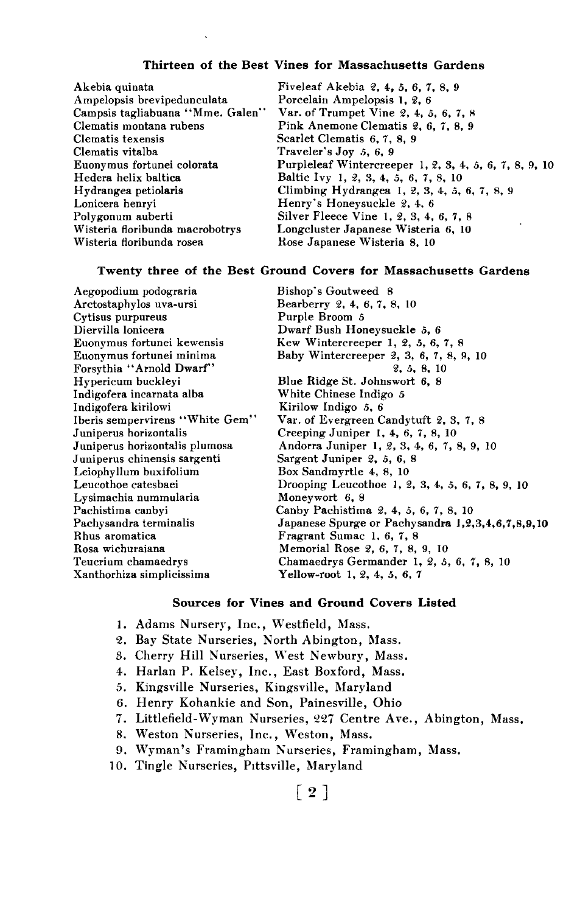## Thirteen of the Best Vines for Massachusetts Gardens

| | |
|---|---|
| Akebia quinata | Fiveleaf Akebia 2, 4, 5, 6, 7, 8, 9 |
| Ampelopsis brevipedunculata | Porcelain Ampelopsis 1, 2, 6 |
| Campsis tagliabuana "Mme. Galen" | Var. of Trumpet Vine 2, 4, 5, 6, 7, 8 |
| Clematis montana rubens | Pink Anemone Clematis 2, 6, 7, 8, 9 |
| Clematis texensis | Scarlet Clematis 6, 7, 8, 9 |
| Clematis vitalba | Traveler's Joy 5, 6, 9 |
| Euonymus fortunei colorata | Purpleleaf Wintercreeper 1, 2, 3, 4, 5, 6, 7, 8, 9, 10 |
| Hedera helix baltica | Baltic Ivy 1, 2, 3, 4, 5, 6, 7, 8, 10 |
| Hydrangea petiolaris | Climbing Hydrangea 1, 2, 3, 4, 5, 6, 7, 8, 9 |
| Lonicera henryi | Henry's Honeysuckle 2, 4, 6 |
| Polygonum auberti | Silver Fleece Vine 1, 2, 3, 4, 6, 7, 8 |
| Wisteria floribunda macrobotrys | Longcluster Japanese Wisteria 6, 10 |
| Wisteria floribunda rosea | Rose Japanese Wisteria 8, 10 |

## Twenty three of the Best Ground Covers for Massachusetts Gardens

| | |
|---|---|
| Aegopodium podograria | Bishop's Goutweed 8 |
| Arctostaphylos uva-ursi | Bearberry 2, 4, 6, 7, 8, 10 |
| Cytisus purpureus | Purple Broom 5 |
| Diervilla lonicera | Dwarf Bush Honeysuckle 5, 6 |
| Euonymus fortunei kewensis | Kew Wintercreeper 1, 2, 5, 6, 7, 8 |
| Euonymus fortunei minima | Baby Wintercreeper 2, 3, 6, 7, 8, 9, 10 |
| Forsythia "Arnold Dwarf" | 2, 5, 8, 10 |
| Hypericum buckleyi | Blue Ridge St. Johnswort 6, 8 |
| Indigofera incarnata alba | White Chinese Indigo 5 |
| Indigofera kirilowi | Kirilow Indigo 5, 6 |
| Iberis sempervirens "White Gem" | Var. of Evergreen Candytuft 2, 3, 7, 8 |
| Juniperus horizontalis | Creeping Juniper 1, 4, 6, 7, 8, 10 |
| Juniperus horizontalis plumosa | Andorra Juniper 1, 2, 3, 4, 6, 7, 8, 9, 10 |
| Juniperus chinensis sargenti | Sargent Juniper 2, 5, 6, 8 |
| Leiophyllum buxifolium | Box Sandmyrtle 4, 8, 10 |
| Leucothoe catesbaei | Drooping Leucothoe 1, 2, 3, 4, 5, 6, 7, 8, 9, 10 |
| Lysimachia nummularia | Moneywort 6, 8 |
| Pachistima canbyi | Canby Pachistima 2, 4, 5, 6, 7, 8, 10 |
| Pachysandra terminalis | Japanese Spurge or Pachysandra 1,2,3,4,6,7,8,9,10 |
| Rhus aromatica | Fragrant Sumac 1, 6, 7, 8 |
| Rosa wichuraiana | Memorial Rose 2, 6, 7, 8, 9, 10 |
| Teucrium chamaedrys | Chamaedrys Germander 1, 2, 5, 6, 7, 8, 10 |
| Xanthorhiza simplicissima | Yellow-root 1, 2, 4, 5, 6, 7 |

## Sources for Vines and Ground Covers Listed

1. Adams Nursery, Inc., Westfield, Mass.
2. Bay State Nurseries, North Abington, Mass.
3. Cherry Hill Nurseries, West Newbury, Mass.
4. Harlan P. Kelsey, Inc., East Boxford, Mass.
5. Kingsville Nurseries, Kingsville, Maryland
6. Henry Kohankie and Son, Painesville, Ohio
7. Littlefield-Wyman Nurseries, 227 Centre Ave., Abington, Mass.
8. Weston Nurseries, Inc., Weston, Mass.
9. Wyman's Framingham Nurseries, Framingham, Mass.
10. Tingle Nurseries, Pittsville, Maryland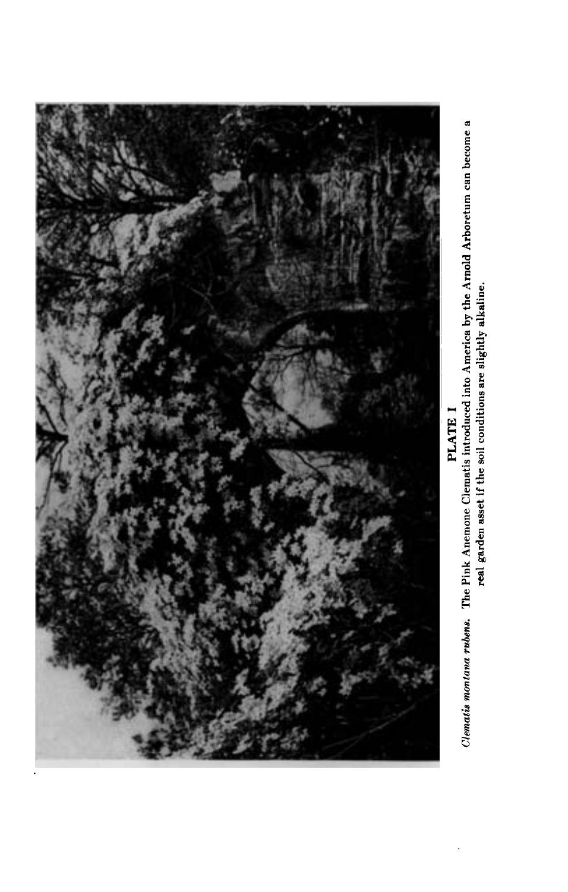**PLATE I**

*Clematis montana rubens.* The Pink Anemone Clematis introduced into America by the Arnold Arboretum can become a real garden asset if the soil conditions are slightly alkaline.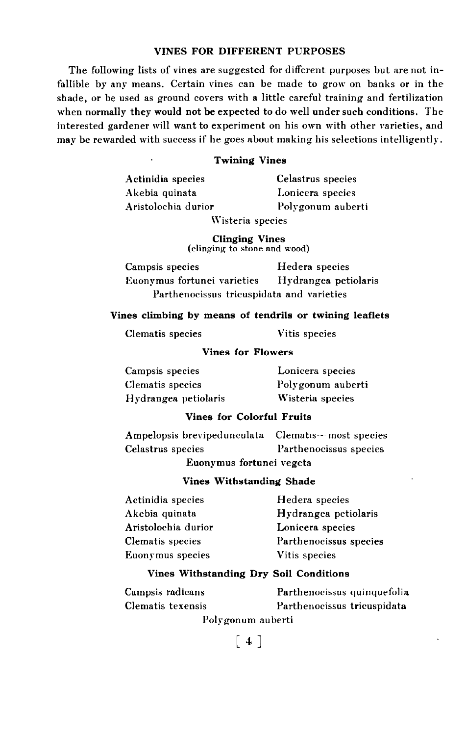## VINES FOR DIFFERENT PURPOSES

The following lists of vines are suggested for different purposes but are not infallible by any means. Certain vines can be made to grow on banks or in the shade, or be used as ground covers with a little careful training and fertilization when normally they would not be expected to do well under such conditions. The interested gardener will want to experiment on his own with other varieties, and may be rewarded with success if he goes about making his selections intelligently.

### Twining Vines

- Actinidia species
- Akebia quinata
- Aristolochia durior
- Celastrus species
- Lonicera species
- Polygonum auberti
- Wisteria species

### Clinging Vines
(clinging to stone and wood)

- Campsis species
- Euonymus fortunei varieties
- Hedera species
- Hydrangea petiolaris
- Parthenocissus tricuspidata and varieties

### Vines climbing by means of tendrils or twining leaflets

- Clematis species
- Vitis species

### Vines for Flowers

- Campsis species
- Clematis species
- Hydrangea petiolaris
- Lonicera species
- Polygonum auberti
- Wisteria species

### Vines for Colorful Fruits

- Ampelopsis brevipedunculata
- Celastrus species
- Clematis—most species
- Parthenocissus species
- Euonymus fortunei vegeta

### Vines Withstanding Shade

- Actinidia species
- Akebia quinata
- Aristolochia durior
- Clematis species
- Euonymus species
- Hedera species
- Hydrangea petiolaris
- Lonicera species
- Parthenocissus species
- Vitis species

### Vines Withstanding Dry Soil Conditions

- Campsis radicans
- Clematis texensis
- Parthenocissus quinquefolia
- Parthenocissus tricuspidata
- Polygonum auberti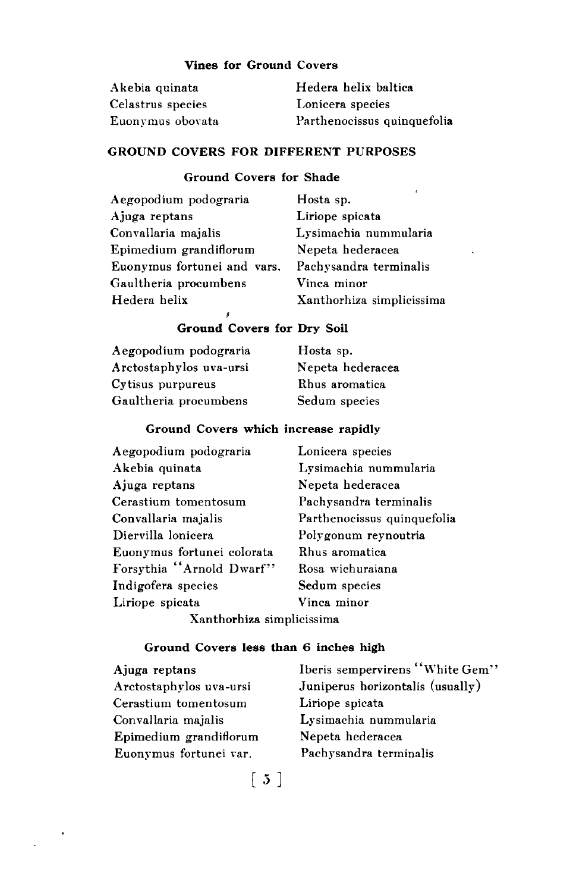### Vines for Ground Covers

Akebia quinata
Celastrus species
Euonymus obovata
Hedera helix baltica
Lonicera species
Parthenocissus quinquefolia

## GROUND COVERS FOR DIFFERENT PURPOSES

### Ground Covers for Shade

Aegopodium podograria
Ajuga reptans
Convallaria majalis
Epimedium grandiflorum
Euonymus fortunei and vars.
Gaultheria procumbens
Hedera helix
Hosta sp.
Liriope spicata
Lysimachia nummularia
Nepeta hederacea
Pachysandra terminalis
Vinca minor
Xanthorhiza simplicissima

### Ground Covers for Dry Soil

Aegopodium podograria
Arctostaphylos uva-ursi
Cytisus purpureus
Gaultheria procumbens
Hosta sp.
Nepeta hederacea
Rhus aromatica
Sedum species

### Ground Covers which increase rapidly

Aegopodium podograria
Akebia quinata
Ajuga reptans
Cerastium tomentosum
Convallaria majalis
Diervilla lonicera
Euonymus fortunei colorata
Forsythia "Arnold Dwarf"
Indigofera species
Liriope spicata
Lonicera species
Lysimachia nummularia
Nepeta hederacea
Pachysandra terminalis
Parthenocissus quinquefolia
Polygonum reynoutria
Rhus aromatica
Rosa wichuraiana
Sedum species
Vinca minor
Xanthorhiza simplicissima

### Ground Covers less than 6 inches high

Ajuga reptans
Arctostaphylos uva-ursi
Cerastium tomentosum
Convallaria majalis
Epimedium grandiflorum
Euonymus fortunei var.
Iberis sempervirens "White Gem"
Juniperus horizontalis (usually)
Liriope spicata
Lysimachia nummularia
Nepeta hederacea
Pachysandra terminalis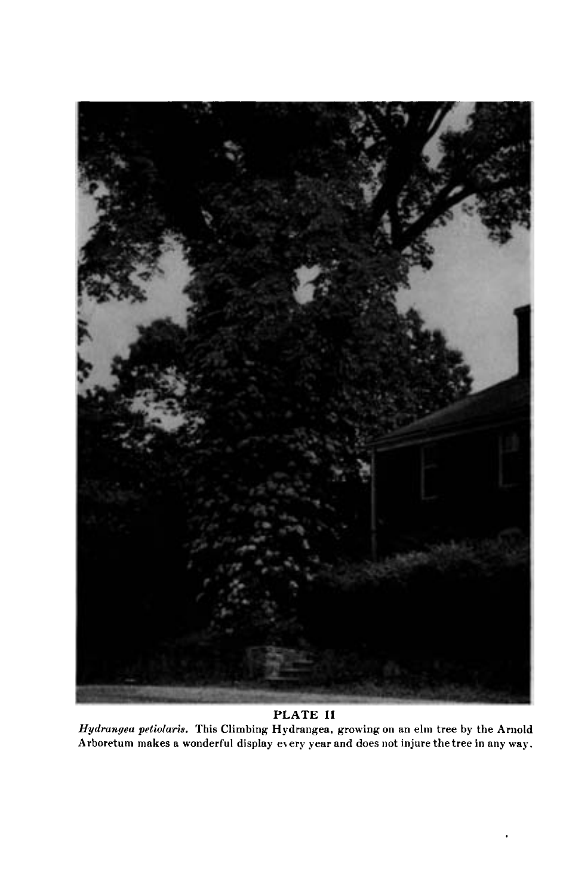**PLATE II**

*Hydrangea petiolaris.* This Climbing Hydrangea, growing on an elm tree by the Arnold Arboretum makes a wonderful display every year and does not injure the tree in any way.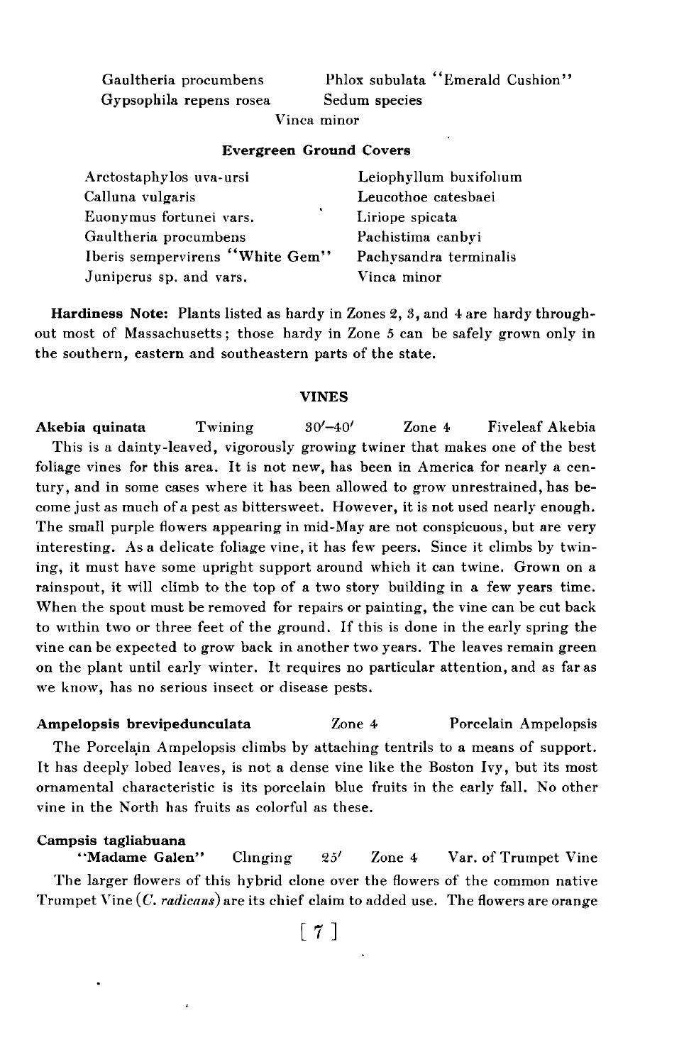Gaultheria procumbens
Gypsophila repens rosea
Phlox subulata "Emerald Cushion"
Sedum species
Vinca minor

### Evergreen Ground Covers

Arctostaphylos uva-ursi
Calluna vulgaris
Euonymus fortunei vars.
Gaultheria procumbens
Iberis sempervirens "White Gem"
Juniperus sp. and vars.
Leiophyllum buxifolium
Leucothoe catesbaei
Liriope spicata
Pachistima canbyi
Pachysandra terminalis
Vinca minor

**Hardiness Note:** Plants listed as hardy in Zones 2, 3, and 4 are hardy throughout most of Massachusetts; those hardy in Zone 5 can be safely grown only in the southern, eastern and southeastern parts of the state.

## VINES

**Akebia quinata** Twining 30′–40′ Zone 4 Fiveleaf Akebia

This is a dainty-leaved, vigorously growing twiner that makes one of the best foliage vines for this area. It is not new, has been in America for nearly a century, and in some cases where it has been allowed to grow unrestrained, has become just as much of a pest as bittersweet. However, it is not used nearly enough. The small purple flowers appearing in mid-May are not conspicuous, but are very interesting. As a delicate foliage vine, it has few peers. Since it climbs by twining, it must have some upright support around which it can twine. Grown on a rainspout, it will climb to the top of a two story building in a few years time. When the spout must be removed for repairs or painting, the vine can be cut back to within two or three feet of the ground. If this is done in the early spring the vine can be expected to grow back in another two years. The leaves remain green on the plant until early winter. It requires no particular attention, and as far as we know, has no serious insect or disease pests.

**Ampelopsis brevipedunculata** Zone 4 Porcelain Ampelopsis

The Porcelain Ampelopsis climbs by attaching tentrils to a means of support. It has deeply lobed leaves, is not a dense vine like the Boston Ivy, but its most ornamental characteristic is its porcelain blue fruits in the early fall. No other vine in the North has fruits as colorful as these.

**Campsis tagliabuana**
**"Madame Galen"** Clinging 25′ Zone 4 Var. of Trumpet Vine

The larger flowers of this hybrid clone over the flowers of the common native Trumpet Vine (*C. radicans*) are its chief claim to added use. The flowers are orange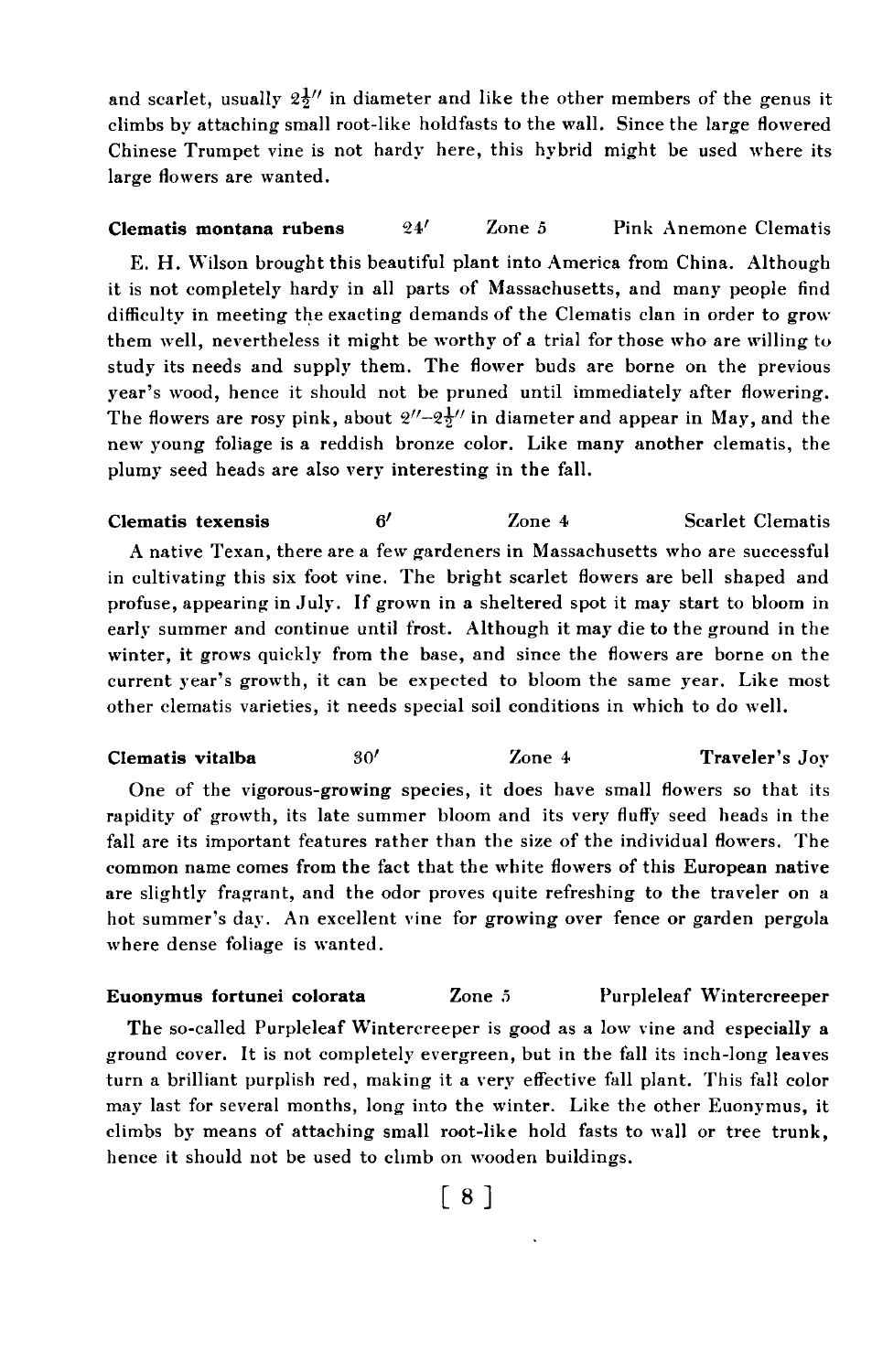and scarlet, usually 2½" in diameter and like the other members of the genus it climbs by attaching small root-like holdfasts to the wall. Since the large flowered Chinese Trumpet vine is not hardy here, this hybrid might be used where its large flowers are wanted.

**Clematis montana rubens** 24' Zone 5 Pink Anemone Clematis

E. H. Wilson brought this beautiful plant into America from China. Although it is not completely hardy in all parts of Massachusetts, and many people find difficulty in meeting the exacting demands of the Clematis clan in order to grow them well, nevertheless it might be worthy of a trial for those who are willing to study its needs and supply them. The flower buds are borne on the previous year's wood, hence it should not be pruned until immediately after flowering. The flowers are rosy pink, about 2"–2½" in diameter and appear in May, and the new young foliage is a reddish bronze color. Like many another clematis, the plumy seed heads are also very interesting in the fall.

**Clematis texensis** 6' Zone 4 Scarlet Clematis

A native Texan, there are a few gardeners in Massachusetts who are successful in cultivating this six foot vine. The bright scarlet flowers are bell shaped and profuse, appearing in July. If grown in a sheltered spot it may start to bloom in early summer and continue until frost. Although it may die to the ground in the winter, it grows quickly from the base, and since the flowers are borne on the current year's growth, it can be expected to bloom the same year. Like most other clematis varieties, it needs special soil conditions in which to do well.

**Clematis vitalba** 30' Zone 4 Traveler's Joy

One of the vigorous-growing species, it does have small flowers so that its rapidity of growth, its late summer bloom and its very fluffy seed heads in the fall are its important features rather than the size of the individual flowers. The common name comes from the fact that the white flowers of this European native are slightly fragrant, and the odor proves quite refreshing to the traveler on a hot summer's day. An excellent vine for growing over fence or garden pergola where dense foliage is wanted.

**Euonymus fortunei colorata** Zone 5 Purpleleaf Wintercreeper

The so-called Purpleleaf Wintercreeper is good as a low vine and especially a ground cover. It is not completely evergreen, but in the fall its inch-long leaves turn a brilliant purplish red, making it a very effective fall plant. This fall color may last for several months, long into the winter. Like the other Euonymus, it climbs by means of attaching small root-like hold fasts to wall or tree trunk, hence it should not be used to climb on wooden buildings.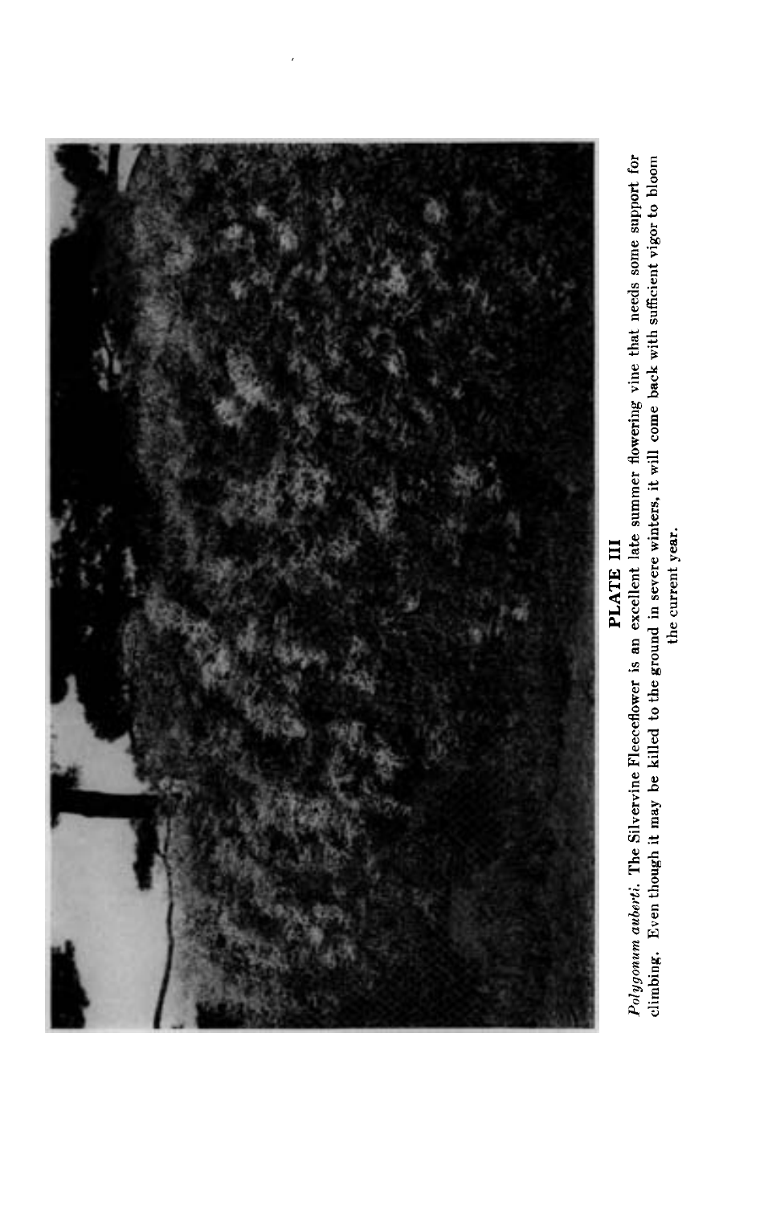**PLATE III**

*Polygonum auberti.* The Silvervine Fleeceflower is an excellent late summer flowering vine that needs some support for climbing. Even though it may be killed to the ground in severe winters, it will come back with sufficient vigor to bloom the current year.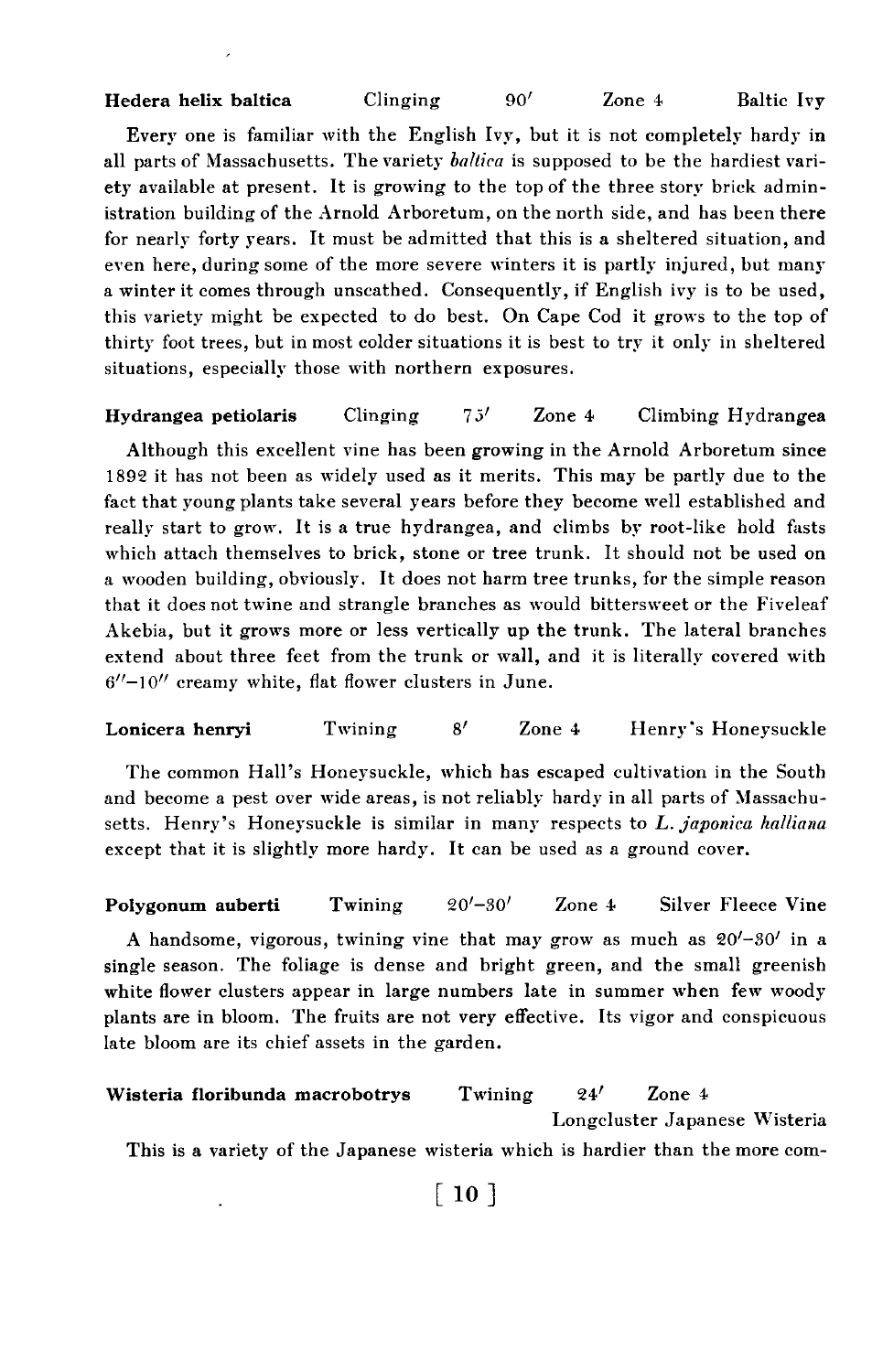**Hedera helix baltica** Clinging 90′ Zone 4 Baltic Ivy

Every one is familiar with the English Ivy, but it is not completely hardy in all parts of Massachusetts. The variety *baltica* is supposed to be the hardiest variety available at present. It is growing to the top of the three story brick administration building of the Arnold Arboretum, on the north side, and has been there for nearly forty years. It must be admitted that this is a sheltered situation, and even here, during some of the more severe winters it is partly injured, but many a winter it comes through unscathed. Consequently, if English ivy is to be used, this variety might be expected to do best. On Cape Cod it grows to the top of thirty foot trees, but in most colder situations it is best to try it only in sheltered situations, especially those with northern exposures.

**Hydrangea petiolaris** Clinging 75′ Zone 4 Climbing Hydrangea

Although this excellent vine has been growing in the Arnold Arboretum since 1892 it has not been as widely used as it merits. This may be partly due to the fact that young plants take several years before they become well established and really start to grow. It is a true hydrangea, and climbs by root-like hold fasts which attach themselves to brick, stone or tree trunk. It should not be used on a wooden building, obviously. It does not harm tree trunks, for the simple reason that it does not twine and strangle branches as would bittersweet or the Fiveleaf Akebia, but it grows more or less vertically up the trunk. The lateral branches extend about three feet from the trunk or wall, and it is literally covered with 6″–10″ creamy white, flat flower clusters in June.

**Lonicera henryi** Twining 8′ Zone 4 Henry's Honeysuckle

The common Hall's Honeysuckle, which has escaped cultivation in the South and become a pest over wide areas, is not reliably hardy in all parts of Massachusetts. Henry's Honeysuckle is similar in many respects to *L. japonica halliana* except that it is slightly more hardy. It can be used as a ground cover.

**Polygonum auberti** Twining 20′–30′ Zone 4 Silver Fleece Vine

A handsome, vigorous, twining vine that may grow as much as 20′–30′ in a single season. The foliage is dense and bright green, and the small greenish white flower clusters appear in large numbers late in summer when few woody plants are in bloom. The fruits are not very effective. Its vigor and conspicuous late bloom are its chief assets in the garden.

**Wisteria floribunda macrobotrys** Twining 24′ Zone 4 Longcluster Japanese Wisteria

This is a variety of the Japanese wisteria which is hardier than the more com-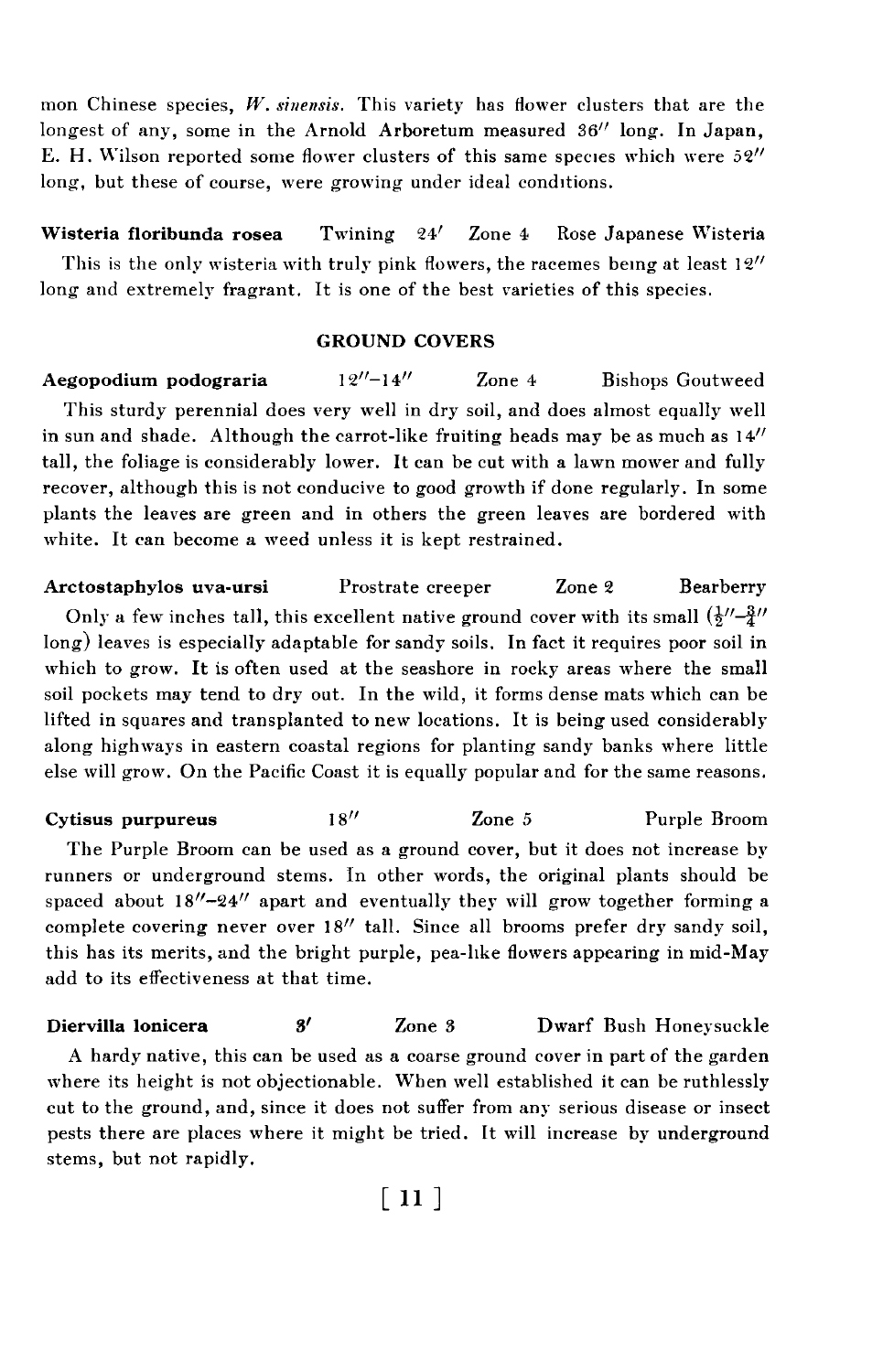mon Chinese species, *W. sinensis*. This variety has flower clusters that are the longest of any, some in the Arnold Arboretum measured 36″ long. In Japan, E. H. Wilson reported some flower clusters of this same species which were 52″ long, but these of course, were growing under ideal conditions.

**Wisteria floribunda rosea** Twining 24′ Zone 4 Rose Japanese Wisteria

This is the only wisteria with truly pink flowers, the racemes being at least 12″ long and extremely fragrant. It is one of the best varieties of this species.

## GROUND COVERS

**Aegopodium podograria** 12″–14″ Zone 4 Bishops Goutweed

This sturdy perennial does very well in dry soil, and does almost equally well in sun and shade. Although the carrot-like fruiting heads may be as much as 14″ tall, the foliage is considerably lower. It can be cut with a lawn mower and fully recover, although this is not conducive to good growth if done regularly. In some plants the leaves are green and in others the green leaves are bordered with white. It can become a weed unless it is kept restrained.

**Arctostaphylos uva-ursi** Prostrate creeper Zone 2 Bearberry

Only a few inches tall, this excellent native ground cover with its small ($\frac{1}{2}$″–$\frac{3}{4}$″ long) leaves is especially adaptable for sandy soils. In fact it requires poor soil in which to grow. It is often used at the seashore in rocky areas where the small soil pockets may tend to dry out. In the wild, it forms dense mats which can be lifted in squares and transplanted to new locations. It is being used considerably along highways in eastern coastal regions for planting sandy banks where little else will grow. On the Pacific Coast it is equally popular and for the same reasons.

**Cytisus purpureus** 18″ Zone 5 Purple Broom

The Purple Broom can be used as a ground cover, but it does not increase by runners or underground stems. In other words, the original plants should be spaced about 18″–24″ apart and eventually they will grow together forming a complete covering never over 18″ tall. Since all brooms prefer dry sandy soil, this has its merits, and the bright purple, pea-like flowers appearing in mid-May add to its effectiveness at that time.

**Diervilla lonicera** 3′ Zone 3 Dwarf Bush Honeysuckle

A hardy native, this can be used as a coarse ground cover in part of the garden where its height is not objectionable. When well established it can be ruthlessly cut to the ground, and, since it does not suffer from any serious disease or insect pests there are places where it might be tried. It will increase by underground stems, but not rapidly.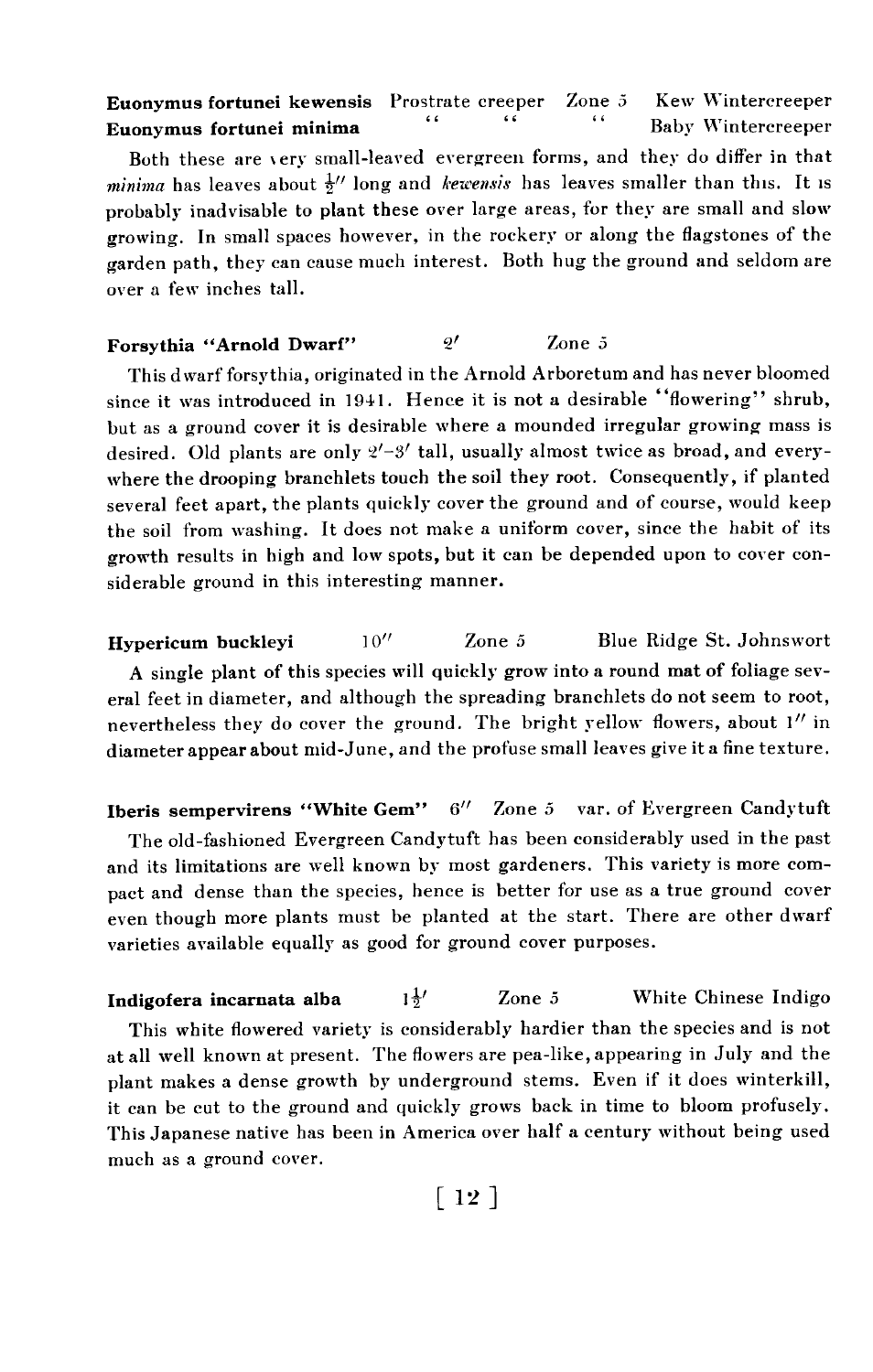**Euonymus fortunei kewensis** Prostrate creeper Zone 5 Kew Wintercreeper
**Euonymus fortunei minima** " " " Baby Wintercreeper

Both these are very small-leaved evergreen forms, and they do differ in that *minima* has leaves about ½" long and *kewensis* has leaves smaller than this. It is probably inadvisable to plant these over large areas, for they are small and slow growing. In small spaces however, in the rockery or along the flagstones of the garden path, they can cause much interest. Both hug the ground and seldom are over a few inches tall.

**Forsythia "Arnold Dwarf"** 2' Zone 5

This dwarf forsythia, originated in the Arnold Arboretum and has never bloomed since it was introduced in 1941. Hence it is not a desirable "flowering" shrub, but as a ground cover it is desirable where a mounded irregular growing mass is desired. Old plants are only 2'–3' tall, usually almost twice as broad, and everywhere the drooping branchlets touch the soil they root. Consequently, if planted several feet apart, the plants quickly cover the ground and of course, would keep the soil from washing. It does not make a uniform cover, since the habit of its growth results in high and low spots, but it can be depended upon to cover considerable ground in this interesting manner.

**Hypericum buckleyi** 10" Zone 5 Blue Ridge St. Johnswort

A single plant of this species will quickly grow into a round mat of foliage several feet in diameter, and although the spreading branchlets do not seem to root, nevertheless they do cover the ground. The bright yellow flowers, about 1" in diameter appear about mid-June, and the profuse small leaves give it a fine texture.

**Iberis sempervirens "White Gem"** 6" Zone 5 var. of Evergreen Candytuft

The old-fashioned Evergreen Candytuft has been considerably used in the past and its limitations are well known by most gardeners. This variety is more compact and dense than the species, hence is better for use as a true ground cover even though more plants must be planted at the start. There are other dwarf varieties available equally as good for ground cover purposes.

**Indigofera incarnata alba** 1½' Zone 5 White Chinese Indigo

This white flowered variety is considerably hardier than the species and is not at all well known at present. The flowers are pea-like, appearing in July and the plant makes a dense growth by underground stems. Even if it does winterkill, it can be cut to the ground and quickly grows back in time to bloom profusely. This Japanese native has been in America over half a century without being used much as a ground cover.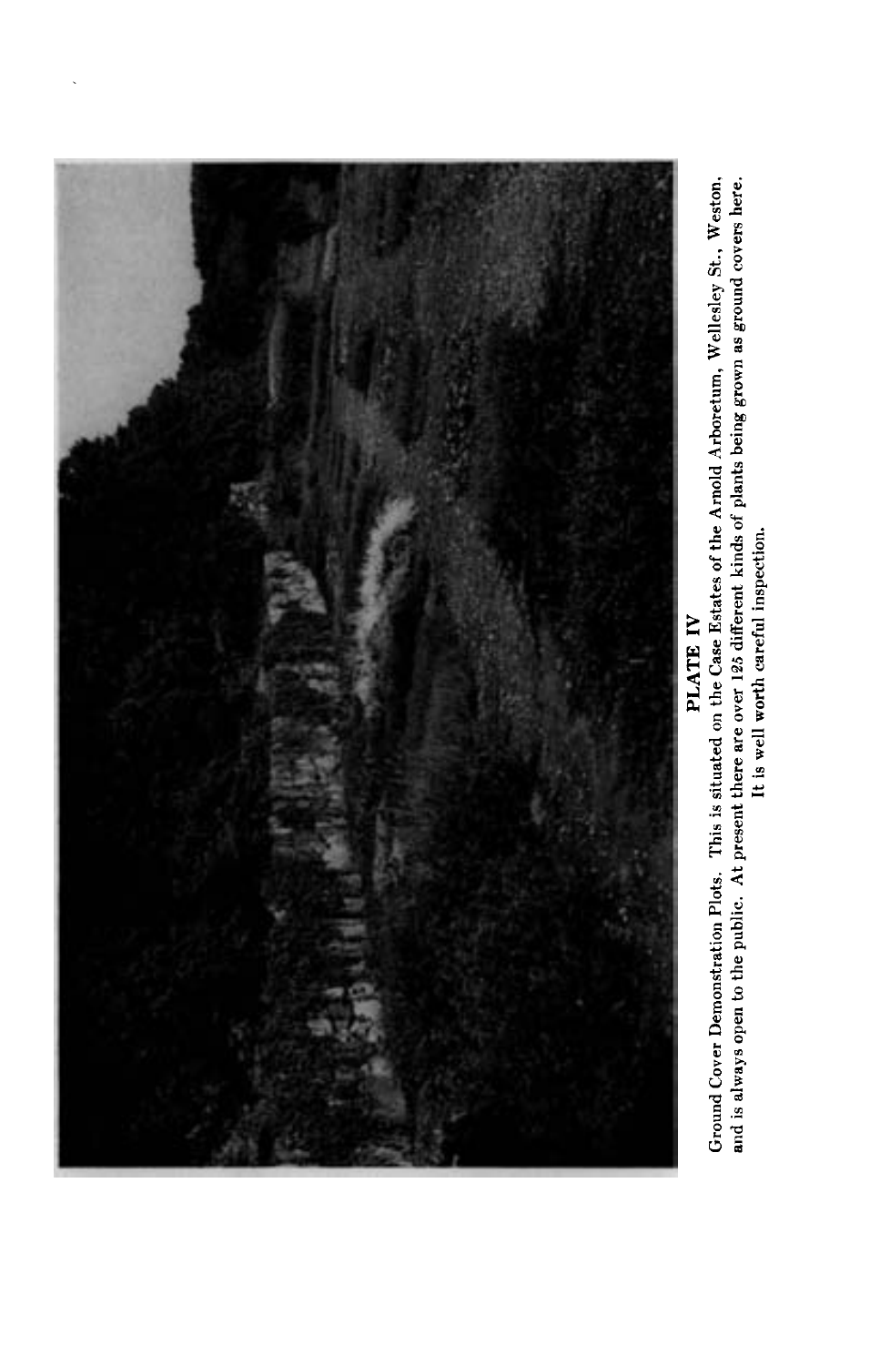**PLATE IV**

Ground Cover Demonstration Plots. This is situated on the Case Estates of the Arnold Arboretum, Wellesley St., Weston, and is always open to the public. At present there are over 125 different kinds of plants being grown as ground covers here. It is well worth careful inspection.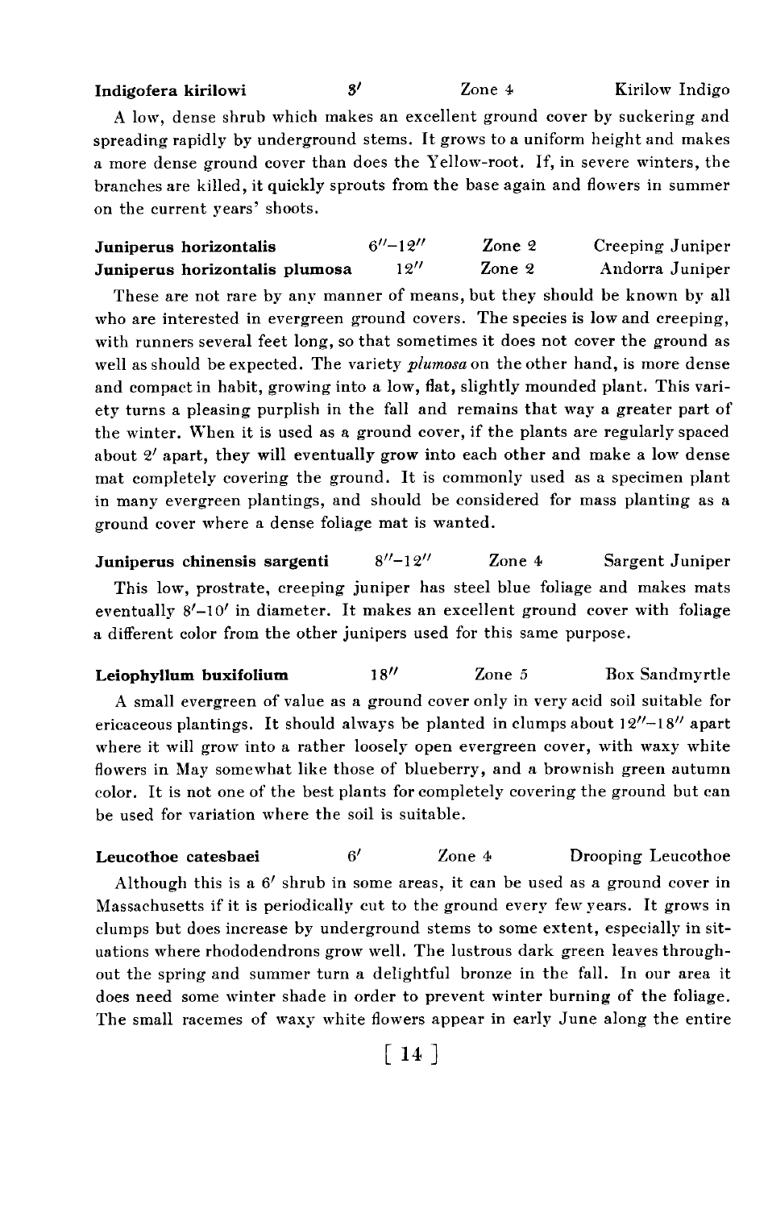**Indigofera kirilowi** 3′ Zone 4 Kirilow Indigo

A low, dense shrub which makes an excellent ground cover by suckering and spreading rapidly by underground stems. It grows to a uniform height and makes a more dense ground cover than does the Yellow-root. If, in severe winters, the branches are killed, it quickly sprouts from the base again and flowers in summer on the current years' shoots.

**Juniperus horizontalis** 6″–12″ Zone 2 Creeping Juniper
**Juniperus horizontalis plumosa** 12″ Zone 2 Andorra Juniper

These are not rare by any manner of means, but they should be known by all who are interested in evergreen ground covers. The species is low and creeping, with runners several feet long, so that sometimes it does not cover the ground as well as should be expected. The variety *plumosa* on the other hand, is more dense and compact in habit, growing into a low, flat, slightly mounded plant. This variety turns a pleasing purplish in the fall and remains that way a greater part of the winter. When it is used as a ground cover, if the plants are regularly spaced about 2′ apart, they will eventually grow into each other and make a low dense mat completely covering the ground. It is commonly used as a specimen plant in many evergreen plantings, and should be considered for mass planting as a ground cover where a dense foliage mat is wanted.

**Juniperus chinensis sargenti** 8″–12″ Zone 4 Sargent Juniper

This low, prostrate, creeping juniper has steel blue foliage and makes mats eventually 8′–10′ in diameter. It makes an excellent ground cover with foliage a different color from the other junipers used for this same purpose.

**Leiophyllum buxifolium** 18″ Zone 5 Box Sandmyrtle

A small evergreen of value as a ground cover only in very acid soil suitable for ericaceous plantings. It should always be planted in clumps about 12″–18″ apart where it will grow into a rather loosely open evergreen cover, with waxy white flowers in May somewhat like those of blueberry, and a brownish green autumn color. It is not one of the best plants for completely covering the ground but can be used for variation where the soil is suitable.

**Leucothoe catesbaei** 6′ Zone 4 Drooping Leucothoe

Although this is a 6′ shrub in some areas, it can be used as a ground cover in Massachusetts if it is periodically cut to the ground every few years. It grows in clumps but does increase by underground stems to some extent, especially in situations where rhododendrons grow well. The lustrous dark green leaves throughout the spring and summer turn a delightful bronze in the fall. In our area it does need some winter shade in order to prevent winter burning of the foliage. The small racemes of waxy white flowers appear in early June along the entire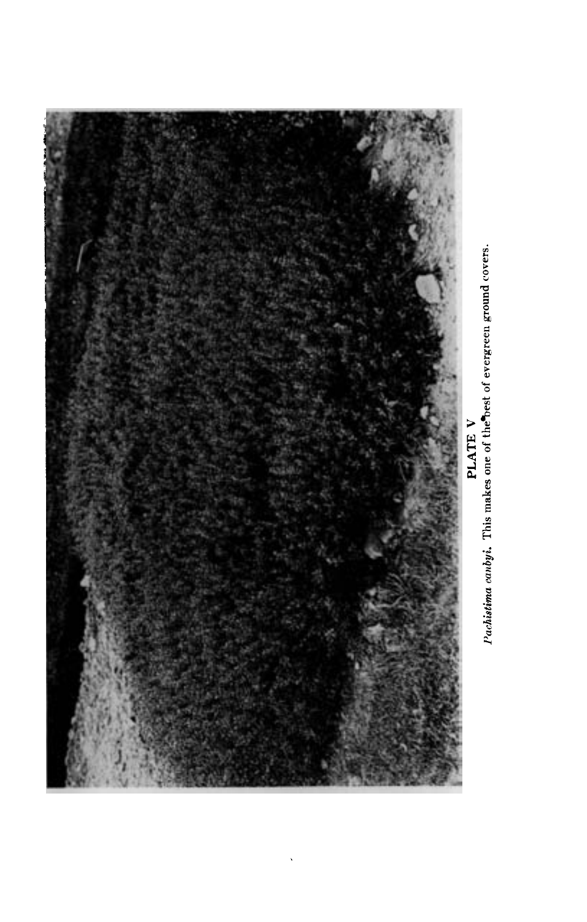**PLATE V**

*Pachistima canbyi.* This makes one of the best of evergreen ground covers.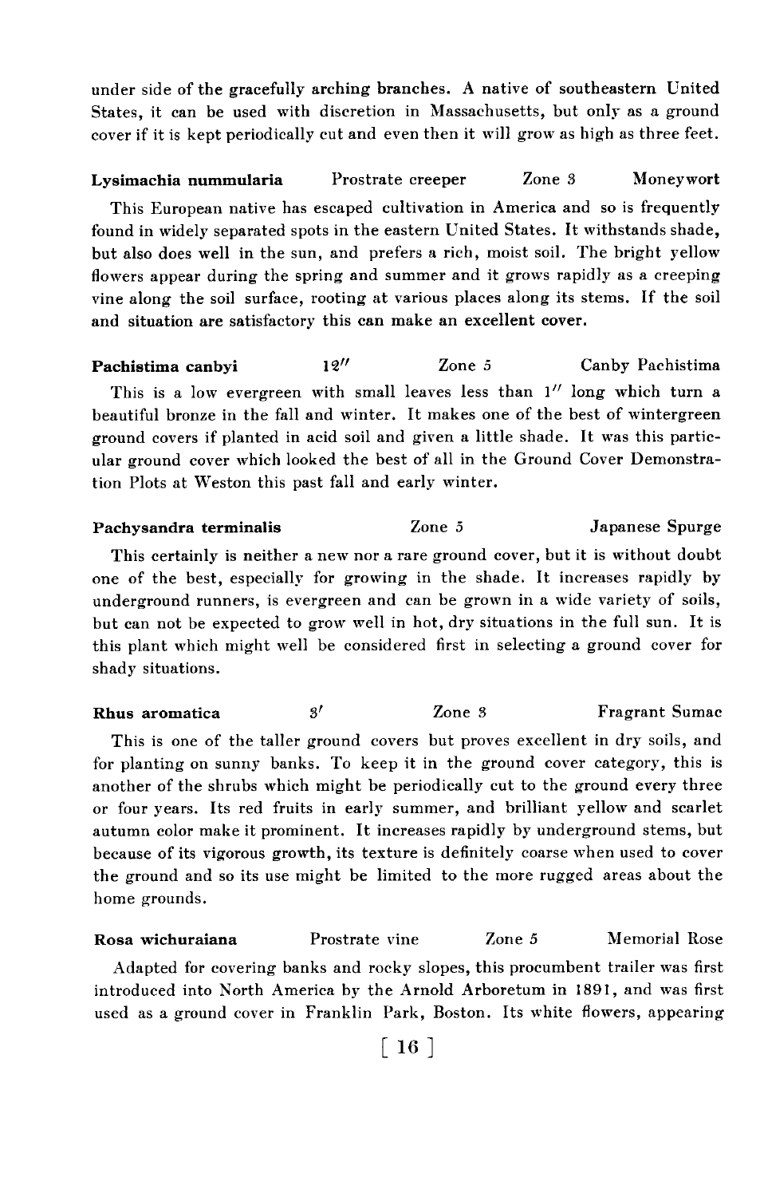under side of the gracefully arching branches. A native of southeastern United States, it can be used with discretion in Massachusetts, but only as a ground cover if it is kept periodically cut and even then it will grow as high as three feet.

**Lysimachia nummularia** Prostrate creeper Zone 3 Moneywort

This European native has escaped cultivation in America and so is frequently found in widely separated spots in the eastern United States. It withstands shade, but also does well in the sun, and prefers a rich, moist soil. The bright yellow flowers appear during the spring and summer and it grows rapidly as a creeping vine along the soil surface, rooting at various places along its stems. If the soil and situation are satisfactory this can make an excellent cover.

**Pachistima canbyi** 12″ Zone 5 Canby Pachistima

This is a low evergreen with small leaves less than 1″ long which turn a beautiful bronze in the fall and winter. It makes one of the best of wintergreen ground covers if planted in acid soil and given a little shade. It was this particular ground cover which looked the best of all in the Ground Cover Demonstration Plots at Weston this past fall and early winter.

**Pachysandra terminalis** Zone 5 Japanese Spurge

This certainly is neither a new nor a rare ground cover, but it is without doubt one of the best, especially for growing in the shade. It increases rapidly by underground runners, is evergreen and can be grown in a wide variety of soils, but can not be expected to grow well in hot, dry situations in the full sun. It is this plant which might well be considered first in selecting a ground cover for shady situations.

**Rhus aromatica** 3′ Zone 3 Fragrant Sumac

This is one of the taller ground covers but proves excellent in dry soils, and for planting on sunny banks. To keep it in the ground cover category, this is another of the shrubs which might be periodically cut to the ground every three or four years. Its red fruits in early summer, and brilliant yellow and scarlet autumn color make it prominent. It increases rapidly by underground stems, but because of its vigorous growth, its texture is definitely coarse when used to cover the ground and so its use might be limited to the more rugged areas about the home grounds.

**Rosa wichuraiana** Prostrate vine Zone 5 Memorial Rose

Adapted for covering banks and rocky slopes, this procumbent trailer was first introduced into North America by the Arnold Arboretum in 1891, and was first used as a ground cover in Franklin Park, Boston. Its white flowers, appearing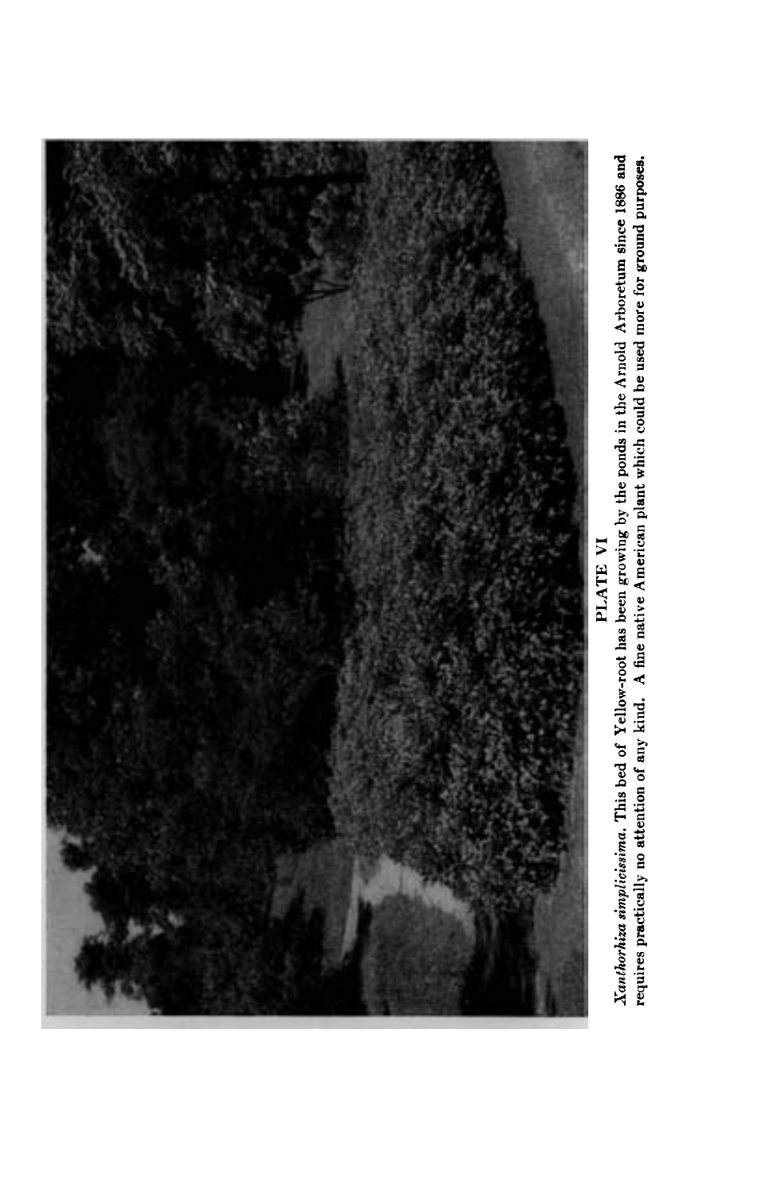PLATE VI

*Xanthorhiza simplicissima.* This bed of Yellow-root has been growing by the ponds in the Arnold Arboretum since 1886 and requires practically no attention of any kind. A fine native American plant which could be used more for ground purposes.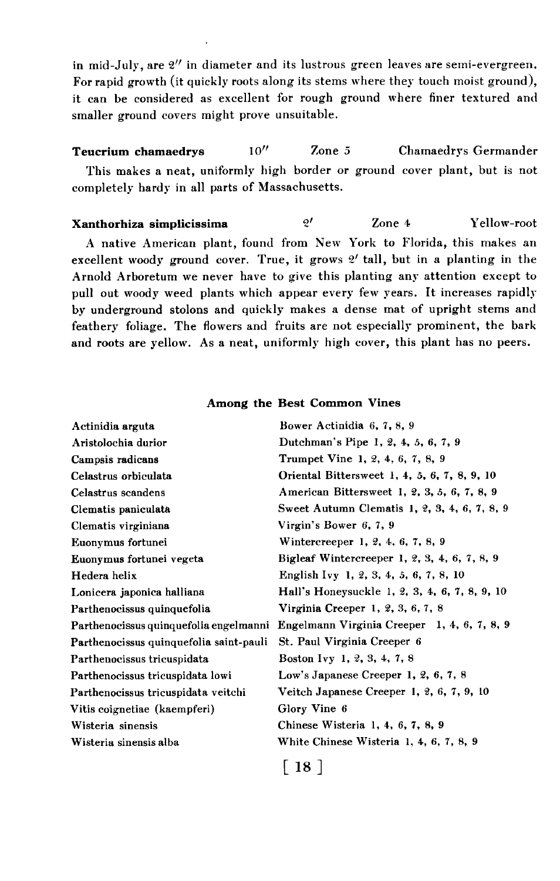in mid-July, are 2" in diameter and its lustrous green leaves are semi-evergreen. For rapid growth (it quickly roots along its stems where they touch moist ground), it can be considered as excellent for rough ground where finer textured and smaller ground covers might prove unsuitable.

**Teucrium chamaedrys** 10" Zone 5 Chamaedrys Germander

This makes a neat, uniformly high border or ground cover plant, but is not completely hardy in all parts of Massachusetts.

**Xanthorhiza simplicissima** 2' Zone 4 Yellow-root

A native American plant, found from New York to Florida, this makes an excellent woody ground cover. True, it grows 2' tall, but in a planting in the Arnold Arboretum we never have to give this planting any attention except to pull out woody weed plants which appear every few years. It increases rapidly by underground stolons and quickly makes a dense mat of upright stems and feathery foliage. The flowers and fruits are not especially prominent, the bark and roots are yellow. As a neat, uniformly high cover, this plant has no peers.

### Among the Best Common Vines

| | |
|---|---|
| Actinidia arguta | Bower Actinidia 6, 7, 8, 9 |
| Aristolochia durior | Dutchman's Pipe 1, 2, 4, 5, 6, 7, 9 |
| Campsis radicans | Trumpet Vine 1, 2, 4, 6, 7, 8, 9 |
| Celastrus orbiculata | Oriental Bittersweet 1, 4, 5, 6, 7, 8, 9, 10 |
| Celastrus scandens | American Bittersweet 1, 2, 3, 5, 6, 7, 8, 9 |
| Clematis paniculata | Sweet Autumn Clematis 1, 2, 3, 4, 6, 7, 8, 9 |
| Clematis virginiana | Virgin's Bower 6, 7, 9 |
| Euonymus fortunei | Wintercreeper 1, 2, 4, 6, 7, 8, 9 |
| Euonymus fortunei vegeta | Bigleaf Wintercreeper 1, 2, 3, 4, 6, 7, 8, 9 |
| Hedera helix | English Ivy 1, 2, 3, 4, 5, 6, 7, 8, 10 |
| Lonicera japonica halliana | Hall's Honeysuckle 1, 2, 3, 4, 6, 7, 8, 9, 10 |
| Parthenocissus quinquefolia | Virginia Creeper 1, 2, 3, 6, 7, 8 |
| Parthenocissus quinquefolia engelmanni | Engelmann Virginia Creeper 1, 4, 6, 7, 8, 9 |
| Parthenocissus quinquefolia saint-pauli | St. Paul Virginia Creeper 6 |
| Parthenocissus tricuspidata | Boston Ivy 1, 2, 3, 4, 7, 8 |
| Parthenocissus tricuspidata lowi | Low's Japanese Creeper 1, 2, 6, 7, 8 |
| Parthenocissus tricuspidata veitchi | Veitch Japanese Creeper 1, 2, 6, 7, 9, 10 |
| Vitis coignetiae (kaempferi) | Glory Vine 6 |
| Wisteria sinensis | Chinese Wisteria 1, 4, 6, 7, 8, 9 |
| Wisteria sinensis alba | White Chinese Wisteria 1, 4, 6, 7, 8, 9 |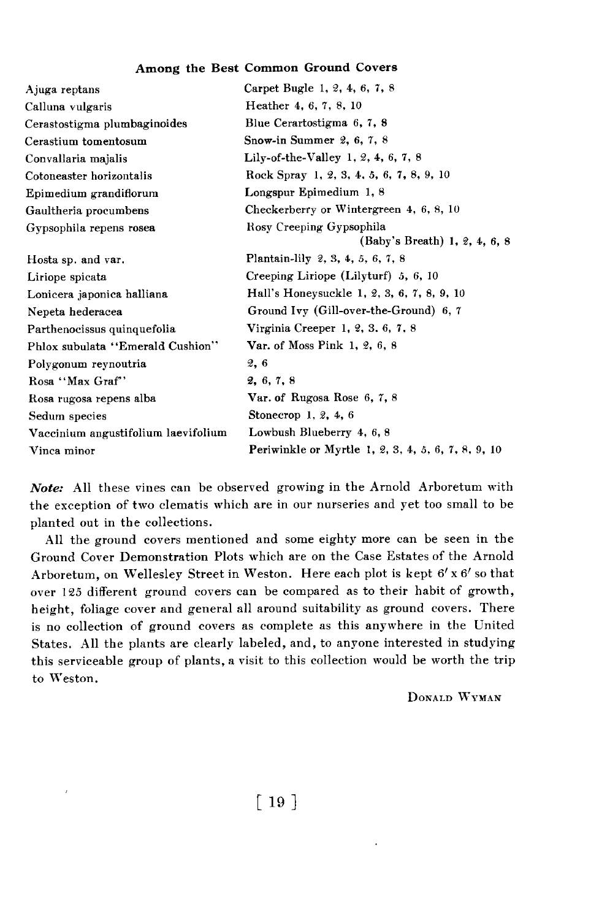### Among the Best Common Ground Covers

| | |
|---|---|
| Ajuga reptans | Carpet Bugle 1, 2, 4, 6, 7, 8 |
| Calluna vulgaris | Heather 4, 6, 7, 8, 10 |
| Cerastostigma plumbaginoides | Blue Cerartostigma 6, 7, 8 |
| Cerastium tomentosum | Snow-in Summer 2, 6, 7, 8 |
| Convallaria majalis | Lily-of-the-Valley 1, 2, 4, 6, 7, 8 |
| Cotoneaster horizontalis | Rock Spray 1, 2, 3, 4, 5, 6, 7, 8, 9, 10 |
| Epimedium grandiflorum | Longspur Epimedium 1, 8 |
| Gaultheria procumbens | Checkerberry or Wintergreen 4, 6, 8, 10 |
| Gypsophila repens rosea | Rosy Creeping Gypsophila (Baby's Breath) 1, 2, 4, 6, 8 |
| Hosta sp. and var. | Plantain-lily 2, 3, 4, 5, 6, 7, 8 |
| Liriope spicata | Creeping Liriope (Lilyturf) 5, 6, 10 |
| Lonicera japonica halliana | Hall's Honeysuckle 1, 2, 3, 6, 7, 8, 9, 10 |
| Nepeta hederacea | Ground Ivy (Gill-over-the-Ground) 6, 7 |
| Parthenocissus quinquefolia | Virginia Creeper 1, 2, 3. 6, 7, 8 |
| Phlox subulata "Emerald Cushion" | Var. of Moss Pink 1, 2, 6, 8 |
| Polygonum reynoutria | 2, 6 |
| Rosa "Max Graf" | 2, 6, 7, 8 |
| Rosa rugosa repens alba | Var. of Rugosa Rose 6, 7, 8 |
| Sedum species | Stonecrop 1, 2, 4, 6 |
| Vaccinium angustifolium laevifolium | Lowbush Blueberry 4, 6, 8 |
| Vinca minor | Periwinkle or Myrtle 1, 2, 3, 4, 5, 6, 7, 8, 9, 10 |

***Note:*** All these vines can be observed growing in the Arnold Arboretum with the exception of two clematis which are in our nurseries and yet too small to be planted out in the collections.

All the ground covers mentioned and some eighty more can be seen in the Ground Cover Demonstration Plots which are on the Case Estates of the Arnold Arboretum, on Wellesley Street in Weston. Here each plot is kept 6′ x 6′ so that over 125 different ground covers can be compared as to their habit of growth, height, foliage cover and general all around suitability as ground covers. There is no collection of ground covers as complete as this anywhere in the United States. All the plants are clearly labeled, and, to anyone interested in studying this serviceable group of plants, a visit to this collection would be worth the trip to Weston.

DONALD WYMAN